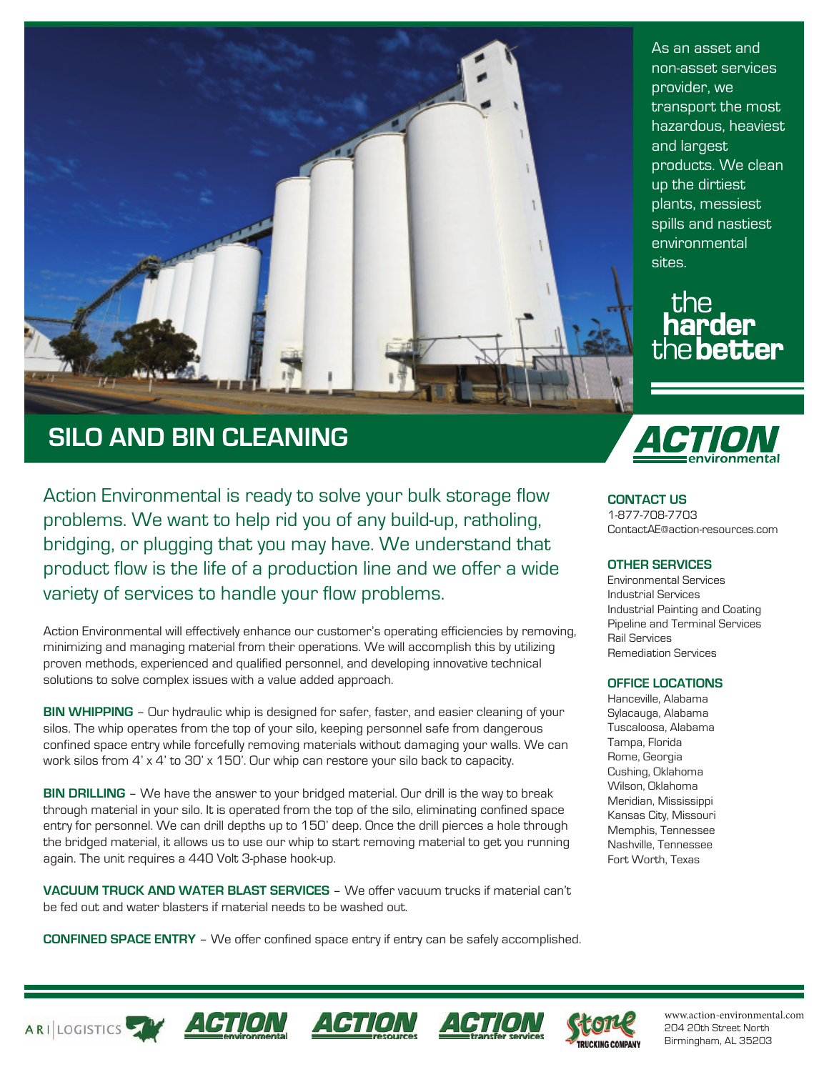As an asset and non-asset services provider, we transport the most hazardous, heaviest and largest products. We clean up the dirtiest plants, messiest spills and nastiest environmental sites.

the **harder** the **better**

# SILO AND BIN CLEANING

**ACTION** environmental

Action Environmental is ready to solve your bulk storage flow problems. We want to help rid you of any build-up, ratholing, bridging, or plugging that you may have. We understand that product flow is the life of a production line and we offer a wide variety of services to handle your flow problems.

Action Environmental will effectively enhance our customer's operating efficiencies by removing, minimizing and managing material from their operations. We will accomplish this by utilizing proven methods, experienced and qualified personnel, and developing innovative technical solutions to solve complex issues with a value added approach.

**BIN WHIPPING** – Our hydraulic whip is designed for safer, faster, and easier cleaning of your silos. The whip operates from the top of your silo, keeping personnel safe from dangerous confined space entry while forcefully removing materials without damaging your walls. We can work silos from 4' x 4' to 30' x 150'. Our whip can restore your silo back to capacity.

**BIN DRILLING** – We have the answer to your bridged material. Our drill is the way to break through material in your silo. It is operated from the top of the silo, eliminating confined space entry for personnel. We can drill depths up to 150' deep. Once the drill pierces a hole through the bridged material, it allows us to use our whip to start removing material to get you running again. The unit requires a 440 Volt 3-phase hook-up.

**VACUUM TRUCK AND WATER BLAST SERVICES** – We offer vacuum trucks if material can't be fed out and water blasters if material needs to be washed out.

**CONFINED SPACE ENTRY** – We offer confined space entry if entry can be safely accomplished.

### CONTACT US

1-877-708-7703
ContactAE@action-resources.com

### OTHER SERVICES

Environmental Services
Industrial Services
Industrial Painting and Coating
Pipeline and Terminal Services
Rail Services
Remediation Services

### OFFICE LOCATIONS

Hanceville, Alabama
Sylacauga, Alabama
Tuscaloosa, Alabama
Tampa, Florida
Rome, Georgia
Cushing, Oklahoma
Wilson, Oklahoma
Meridian, Mississippi
Kansas City, Missouri
Memphis, Tennessee
Nashville, Tennessee
Fort Worth, Texas

ARI LOGISTICS | ACTION environmental | ACTION resources | ACTION transfer services | Stone TRUCKING COMPANY

www.action-environmental.com
204 20th Street North
Birmingham, AL 35203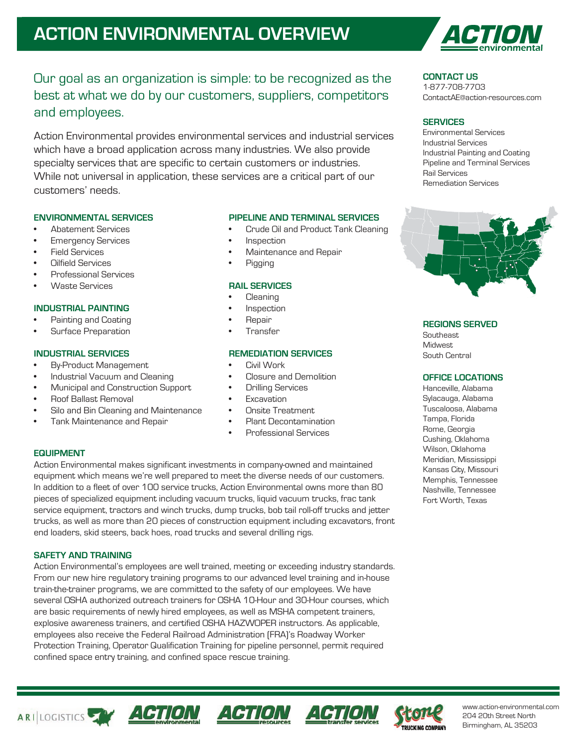# ACTION ENVIRONMENTAL OVERVIEW

Our goal as an organization is simple: to be recognized as the best at what we do by our customers, suppliers, competitors and employees.

Action Environmental provides environmental services and industrial services which have a broad application across many industries. We also provide specialty services that are specific to certain customers or industries. While not universal in application, these services are a critical part of our customers' needs.

### ENVIRONMENTAL SERVICES

- Abatement Services
- Emergency Services
- Field Services
- Oilfield Services
- Professional Services
- Waste Services

### INDUSTRIAL PAINTING

- Painting and Coating
- Surface Preparation

### INDUSTRIAL SERVICES

- By-Product Management
- Industrial Vacuum and Cleaning
- Municipal and Construction Support
- Roof Ballast Removal
- Silo and Bin Cleaning and Maintenance
- Tank Maintenance and Repair

### PIPELINE AND TERMINAL SERVICES

- Crude Oil and Product Tank Cleaning
- Inspection
- Maintenance and Repair
- Pigging

### RAIL SERVICES

- Cleaning
- Inspection
- Repair
- Transfer

### REMEDIATION SERVICES

- Civil Work
- Closure and Demolition
- Drilling Services
- Excavation
- Onsite Treatment
- Plant Decontamination
- Professional Services

### EQUIPMENT

Action Environmental makes significant investments in company-owned and maintained equipment which means we're well prepared to meet the diverse needs of our customers. In addition to a fleet of over 100 service trucks, Action Environmental owns more than 80 pieces of specialized equipment including vacuum trucks, liquid vacuum trucks, frac tank service equipment, tractors and winch trucks, dump trucks, bob tail roll-off trucks and jetter trucks, as well as more than 20 pieces of construction equipment including excavators, front end loaders, skid steers, back hoes, road trucks and several drilling rigs.

### SAFETY AND TRAINING

Action Environmental's employees are well trained, meeting or exceeding industry standards. From our new hire regulatory training programs to our advanced level training and in-house train-the-trainer programs, we are committed to the safety of our employees. We have several OSHA authorized outreach trainers for OSHA 10-Hour and 30-Hour courses, which are basic requirements of newly hired employees, as well as MSHA competent trainers, explosive awareness trainers, and certified OSHA HAZWOPER instructors. As applicable, employees also receive the Federal Railroad Administration (FRA)'s Roadway Worker Protection Training, Operator Qualification Training for pipeline personnel, permit required confined space entry training, and confined space rescue training.

### CONTACT US

1-877-708-7703
ContactAE@action-resources.com

### SERVICES

Environmental Services
Industrial Services
Industrial Painting and Coating
Pipeline and Terminal Services
Rail Services
Remediation Services

### REGIONS SERVED

Southeast
Midwest
South Central

### OFFICE LOCATIONS

Hanceville, Alabama
Sylacauga, Alabama
Tuscaloosa, Alabama
Tampa, Florida
Rome, Georgia
Cushing, Oklahoma
Wilson, Oklahoma
Meridian, Mississippi
Kansas City, Missouri
Memphis, Tennessee
Nashville, Tennessee
Fort Worth, Texas

www.action-environmental.com
204 20th Street North
Birmingham, AL 35203